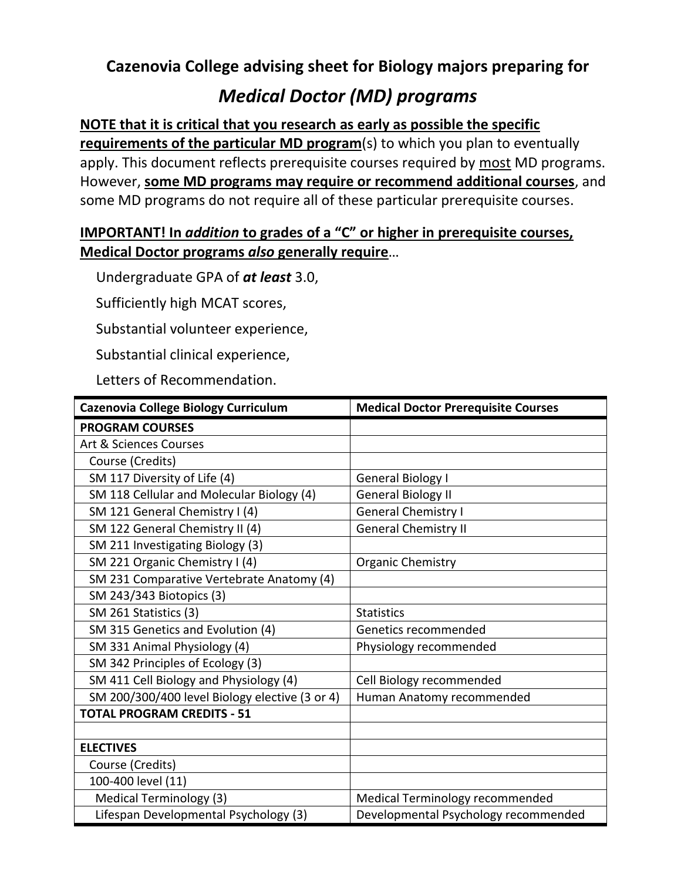# Cazenovia College advising sheet for Biology majors preparing for

## *Medical Doctor (MD) programs*

**NOTE that it is critical that you research as early as possible the specific requirements of the particular MD program**(s) to which you plan to eventually apply. This document reflects prerequisite courses required by most MD programs. However, **some MD programs may require or recommend additional courses**, and some MD programs do not require all of these particular prerequisite courses.

**IMPORTANT! In *addition* to grades of a "C" or higher in prerequisite courses, Medical Doctor programs *also* generally require**…

Undergraduate GPA of ***at least*** 3.0,

Sufficiently high MCAT scores,

Substantial volunteer experience,

Substantial clinical experience,

Letters of Recommendation.

| Cazenovia College Biology Curriculum | Medical Doctor Prerequisite Courses |
|---|---|
| **PROGRAM COURSES** | |
| Art & Sciences Courses | |
| Course (Credits) | |
| SM 117 Diversity of Life (4) | General Biology I |
| SM 118 Cellular and Molecular Biology (4) | General Biology II |
| SM 121 General Chemistry I (4) | General Chemistry I |
| SM 122 General Chemistry II (4) | General Chemistry II |
| SM 211 Investigating Biology (3) | |
| SM 221 Organic Chemistry I (4) | Organic Chemistry |
| SM 231 Comparative Vertebrate Anatomy (4) | |
| SM 243/343 Biotopics (3) | |
| SM 261 Statistics (3) | Statistics |
| SM 315 Genetics and Evolution (4) | Genetics recommended |
| SM 331 Animal Physiology (4) | Physiology recommended |
| SM 342 Principles of Ecology (3) | |
| SM 411 Cell Biology and Physiology (4) | Cell Biology recommended |
| SM 200/300/400 level Biology elective (3 or 4) | Human Anatomy recommended |
| **TOTAL PROGRAM CREDITS - 51** | |
| | |
| **ELECTIVES** | |
| Course (Credits) | |
| 100-400 level (11) | |
| Medical Terminology (3) | Medical Terminology recommended |
| Lifespan Developmental Psychology (3) | Developmental Psychology recommended |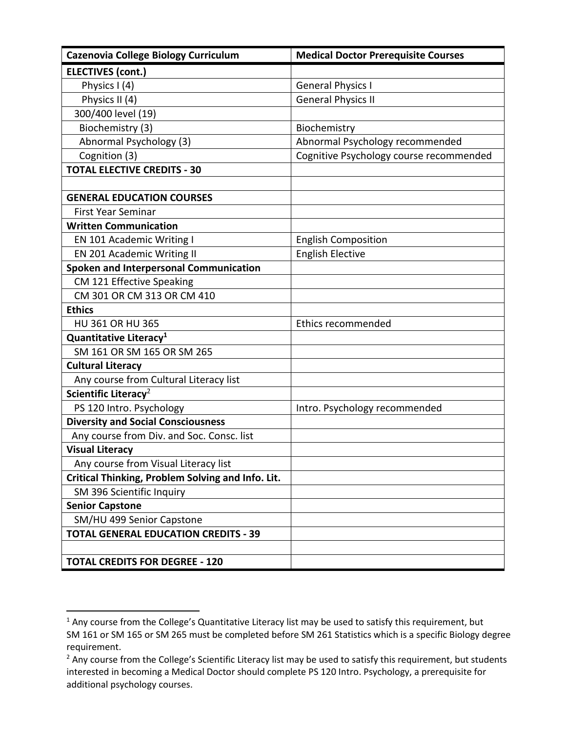| **Cazenovia College Biology Curriculum** | **Medical Doctor Prerequisite Courses** |
|---|---|
| **ELECTIVES (cont.)** | |
| Physics I (4) | General Physics I |
| Physics II (4) | General Physics II |
| 300/400 level (19) | |
| Biochemistry (3) | Biochemistry |
| Abnormal Psychology (3) | Abnormal Psychology recommended |
| Cognition (3) | Cognitive Psychology course recommended |
| **TOTAL ELECTIVE CREDITS - 30** | |
| | |
| **GENERAL EDUCATION COURSES** | |
| First Year Seminar | |
| **Written Communication** | |
| EN 101 Academic Writing I | English Composition |
| EN 201 Academic Writing II | English Elective |
| **Spoken and Interpersonal Communication** | |
| CM 121 Effective Speaking | |
| CM 301 OR CM 313 OR CM 410 | |
| **Ethics** | |
| HU 361 OR HU 365 | Ethics recommended |
| **Quantitative Literacy[1]** | |
| SM 161 OR SM 165 OR SM 265 | |
| **Cultural Literacy** | |
| Any course from Cultural Literacy list | |
| **Scientific Literacy[2]** | |
| PS 120 Intro. Psychology | Intro. Psychology recommended |
| **Diversity and Social Consciousness** | |
| Any course from Div. and Soc. Consc. list | |
| **Visual Literacy** | |
| Any course from Visual Literacy list | |
| **Critical Thinking, Problem Solving and Info. Lit.** | |
| SM 396 Scientific Inquiry | |
| **Senior Capstone** | |
| SM/HU 499 Senior Capstone | |
| **TOTAL GENERAL EDUCATION CREDITS - 39** | |
| | |
| **TOTAL CREDITS FOR DEGREE - 120** | |

[1] Any course from the College's Quantitative Literacy list may be used to satisfy this requirement, but SM 161 or SM 165 or SM 265 must be completed before SM 261 Statistics which is a specific Biology degree requirement.

[2] Any course from the College's Scientific Literacy list may be used to satisfy this requirement, but students interested in becoming a Medical Doctor should complete PS 120 Intro. Psychology, a prerequisite for additional psychology courses.